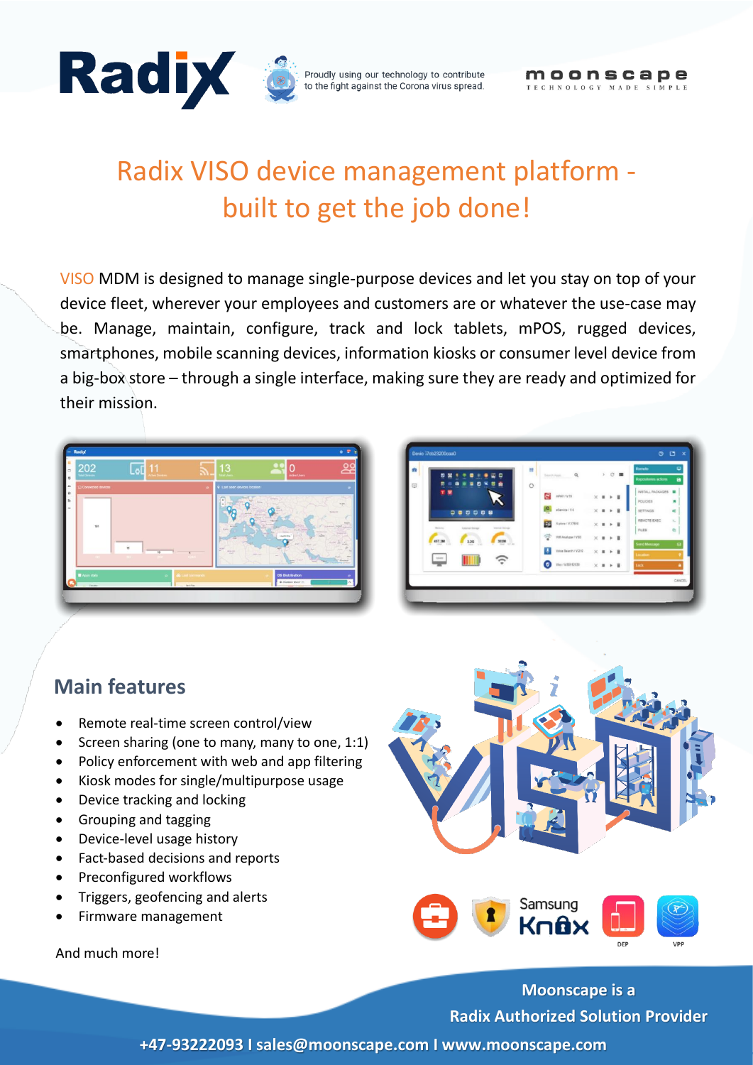Proudly using our technology to contribute to the fight against the Corona virus spread.

# Radix VISO device management platform - built to get the job done!

VISO MDM is designed to manage single-purpose devices and let you stay on top of your device fleet, wherever your employees and customers are or whatever the use-case may be. Manage, maintain, configure, track and lock tablets, mPOS, rugged devices, smartphones, mobile scanning devices, information kiosks or consumer level device from a big-box store – through a single interface, making sure they are ready and optimized for their mission.

## Main features

- Remote real-time screen control/view
- Screen sharing (one to many, many to one, 1:1)
- Policy enforcement with web and app filtering
- Kiosk modes for single/multipurpose usage
- Device tracking and locking
- Grouping and tagging
- Device-level usage history
- Fact-based decisions and reports
- Preconfigured workflows
- Triggers, geofencing and alerts
- Firmware management

And much more!

Samsung Knox

DEP

VPP

**Moonscape is a Radix Authorized Solution Provider**

**+47-93222093 I sales@moonscape.com I www.moonscape.com**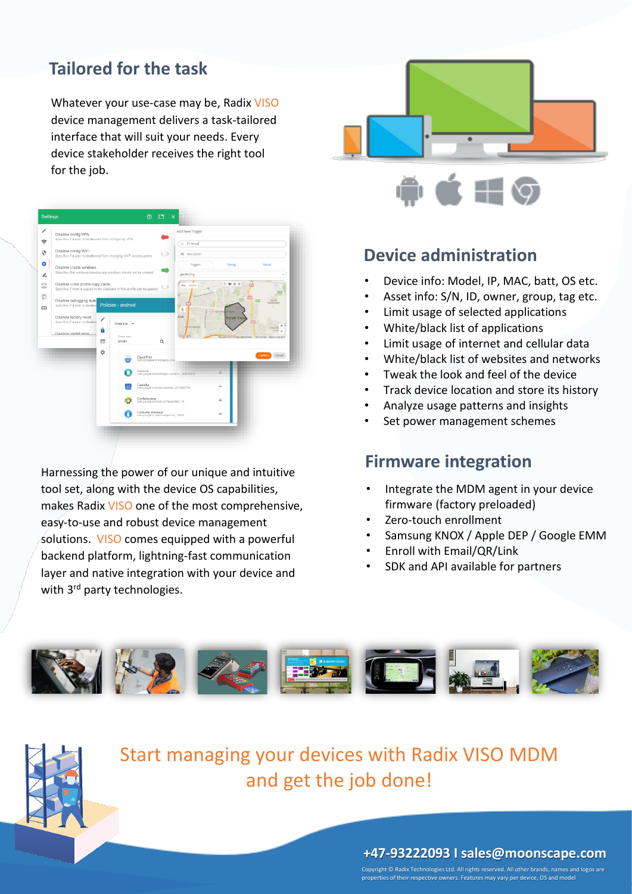## Tailored for the task

Whatever your use-case may be, Radix VISO device management delivers a task-tailored interface that will suit your needs. Every device stakeholder receives the right tool for the job.

Harnessing the power of our unique and intuitive tool set, along with the device OS capabilities, makes Radix VISO one of the most comprehensive, easy-to-use and robust device management solutions. VISO comes equipped with a powerful backend platform, lightning-fast communication layer and native integration with your device and with 3rd party technologies.

## Device administration

- Device info: Model, IP, MAC, batt, OS etc.
- Asset info: S/N, ID, owner, group, tag etc.
- Limit usage of selected applications
- White/black list of applications
- Limit usage of internet and cellular data
- White/black list of websites and networks
- Tweak the look and feel of the device
- Track device location and store its history
- Analyze usage patterns and insights
- Set power management schemes

## Firmware integration

- Integrate the MDM agent in your device firmware (factory preloaded)
- Zero-touch enrollment
- Samsung KNOX / Apple DEP / Google EMM
- Enroll with Email/QR/Link
- SDK and API available for partners

## Start managing your devices with Radix VISO MDM and get the job done!

**+47-93222093 I sales@moonscape.com**

Copyright © Radix Technologies Ltd. All rights reserved. All other brands, names and logos are properties of their respective owners. Features may vary per device, OS and model